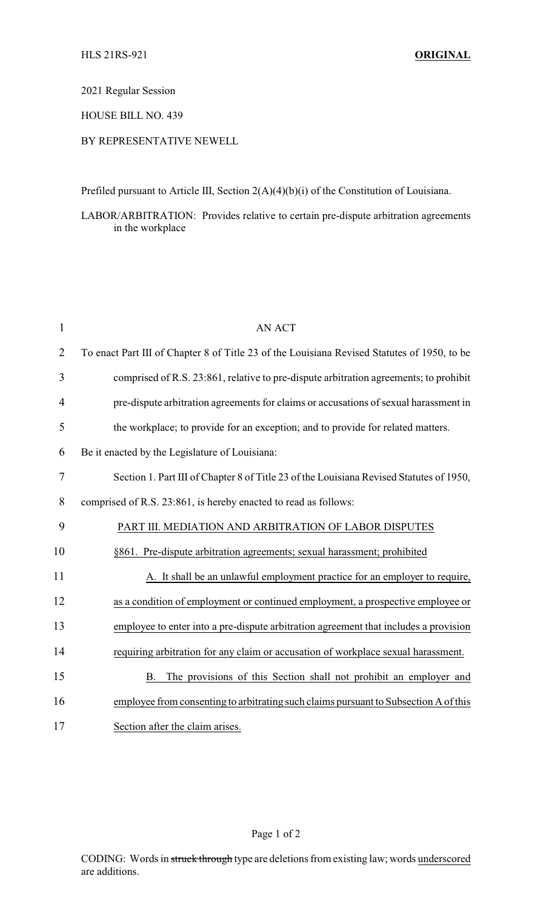HLS 21RS-921 **ORIGINAL**

2021 Regular Session

HOUSE BILL NO. 439

BY REPRESENTATIVE NEWELL

Prefiled pursuant to Article III, Section 2(A)(4)(b)(i) of the Constitution of Louisiana.

LABOR/ARBITRATION: Provides relative to certain pre-dispute arbitration agreements in the workplace

AN ACT

To enact Part III of Chapter 8 of Title 23 of the Louisiana Revised Statutes of 1950, to be comprised of R.S. 23:861, relative to pre-dispute arbitration agreements; to prohibit pre-dispute arbitration agreements for claims or accusations of sexual harassment in the workplace; to provide for an exception; and to provide for related matters.

Be it enacted by the Legislature of Louisiana:

Section 1. Part III of Chapter 8 of Title 23 of the Louisiana Revised Statutes of 1950, comprised of R.S. 23:861, is hereby enacted to read as follows:

PART III. MEDIATION AND ARBITRATION OF LABOR DISPUTES

§861. Pre-dispute arbitration agreements; sexual harassment; prohibited

A. It shall be an unlawful employment practice for an employer to require, as a condition of employment or continued employment, a prospective employee or employee to enter into a pre-dispute arbitration agreement that includes a provision requiring arbitration for any claim or accusation of workplace sexual harassment.

B. The provisions of this Section shall not prohibit an employer and employee from consenting to arbitrating such claims pursuant to Subsection A of this Section after the claim arises.

CODING: Words in ~~struck through~~ type are deletions from existing law; words underscored are additions.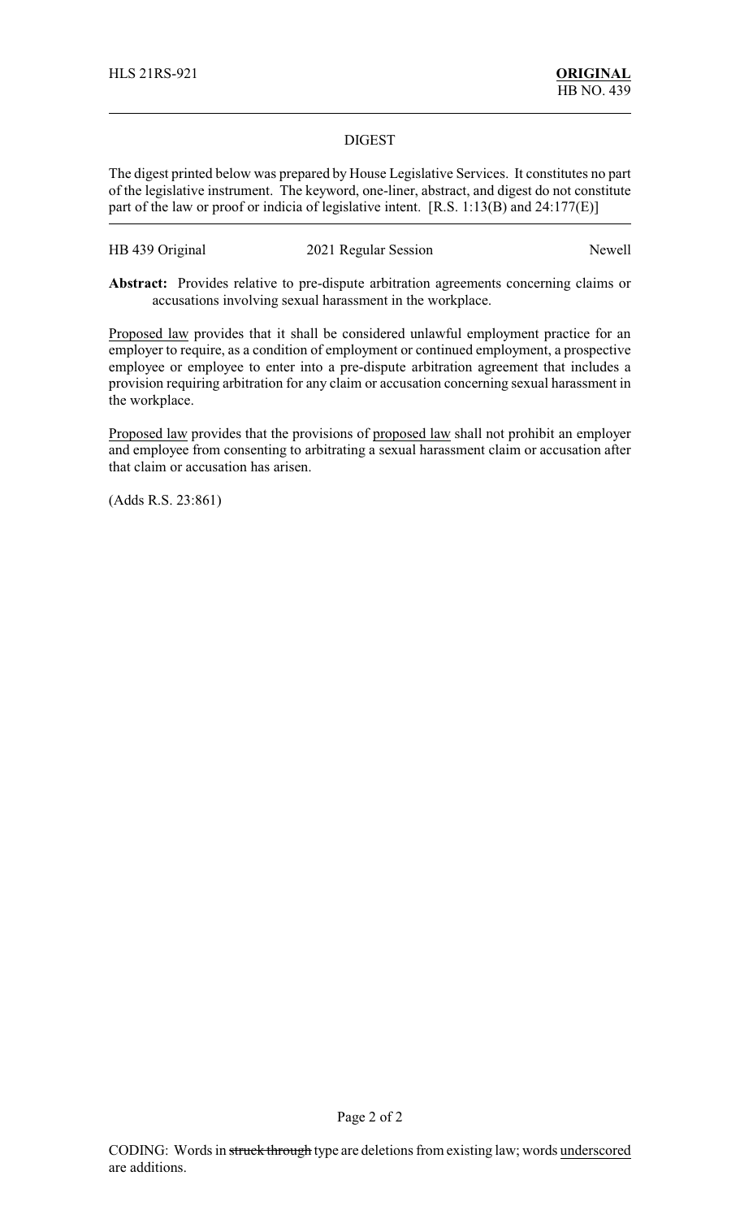DIGEST

The digest printed below was prepared by House Legislative Services. It constitutes no part of the legislative instrument. The keyword, one-liner, abstract, and digest do not constitute part of the law or proof or indicia of legislative intent. [R.S. 1:13(B) and 24:177(E)]

HB 439 Original 2021 Regular Session Newell

**Abstract:** Provides relative to pre-dispute arbitration agreements concerning claims or accusations involving sexual harassment in the workplace.

Proposed law provides that it shall be considered unlawful employment practice for an employer to require, as a condition of employment or continued employment, a prospective employee or employee to enter into a pre-dispute arbitration agreement that includes a provision requiring arbitration for any claim or accusation concerning sexual harassment in the workplace.

Proposed law provides that the provisions of proposed law shall not prohibit an employer and employee from consenting to arbitrating a sexual harassment claim or accusation after that claim or accusation has arisen.

(Adds R.S. 23:861)

CODING: Words in ~~struck through~~ type are deletions from existing law; words underscored are additions.